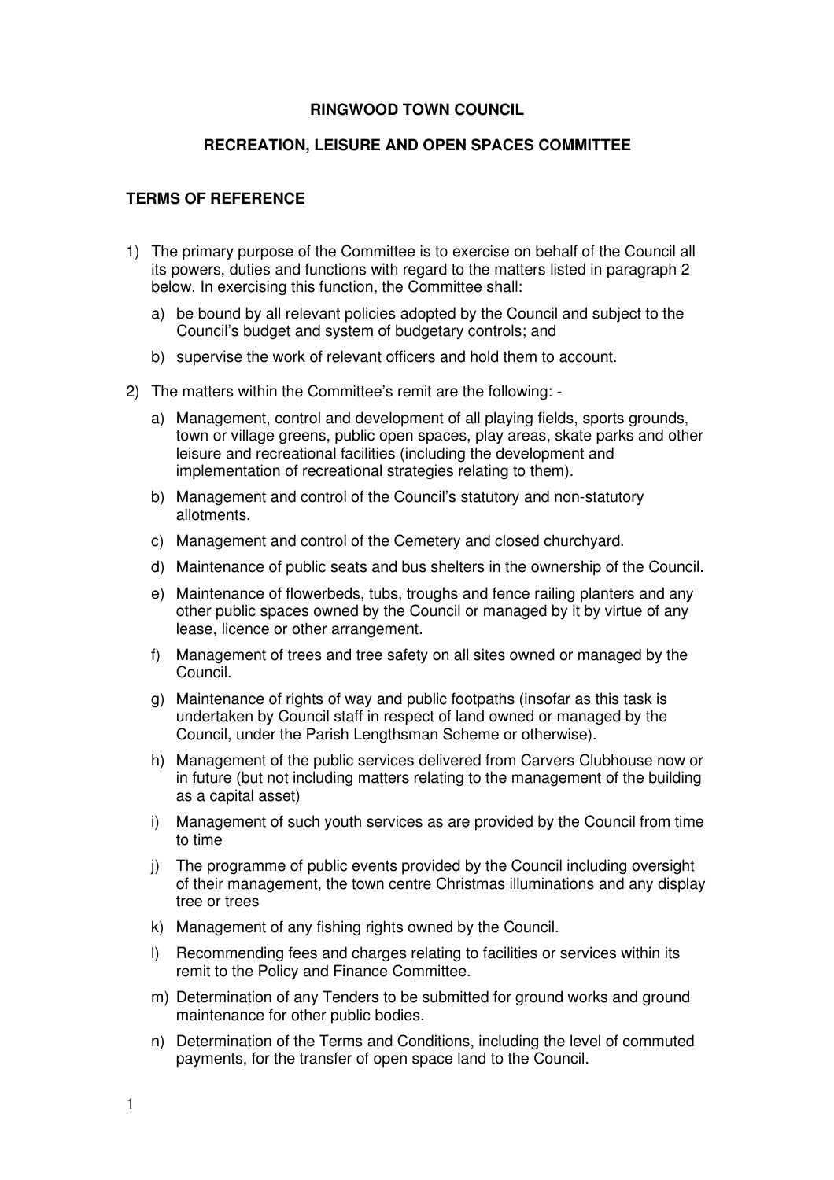**RINGWOOD TOWN COUNCIL**

**RECREATION, LEISURE AND OPEN SPACES COMMITTEE**

**TERMS OF REFERENCE**

1) The primary purpose of the Committee is to exercise on behalf of the Council all its powers, duties and functions with regard to the matters listed in paragraph 2 below. In exercising this function, the Committee shall:

   a) be bound by all relevant policies adopted by the Council and subject to the Council's budget and system of budgetary controls; and

   b) supervise the work of relevant officers and hold them to account.

2) The matters within the Committee's remit are the following: -

   a) Management, control and development of all playing fields, sports grounds, town or village greens, public open spaces, play areas, skate parks and other leisure and recreational facilities (including the development and implementation of recreational strategies relating to them).

   b) Management and control of the Council's statutory and non-statutory allotments.

   c) Management and control of the Cemetery and closed churchyard.

   d) Maintenance of public seats and bus shelters in the ownership of the Council.

   e) Maintenance of flowerbeds, tubs, troughs and fence railing planters and any other public spaces owned by the Council or managed by it by virtue of any lease, licence or other arrangement.

   f) Management of trees and tree safety on all sites owned or managed by the Council.

   g) Maintenance of rights of way and public footpaths (insofar as this task is undertaken by Council staff in respect of land owned or managed by the Council, under the Parish Lengthsman Scheme or otherwise).

   h) Management of the public services delivered from Carvers Clubhouse now or in future (but not including matters relating to the management of the building as a capital asset)

   i) Management of such youth services as are provided by the Council from time to time

   j) The programme of public events provided by the Council including oversight of their management, the town centre Christmas illuminations and any display tree or trees

   k) Management of any fishing rights owned by the Council.

   l) Recommending fees and charges relating to facilities or services within its remit to the Policy and Finance Committee.

   m) Determination of any Tenders to be submitted for ground works and ground maintenance for other public bodies.

   n) Determination of the Terms and Conditions, including the level of commuted payments, for the transfer of open space land to the Council.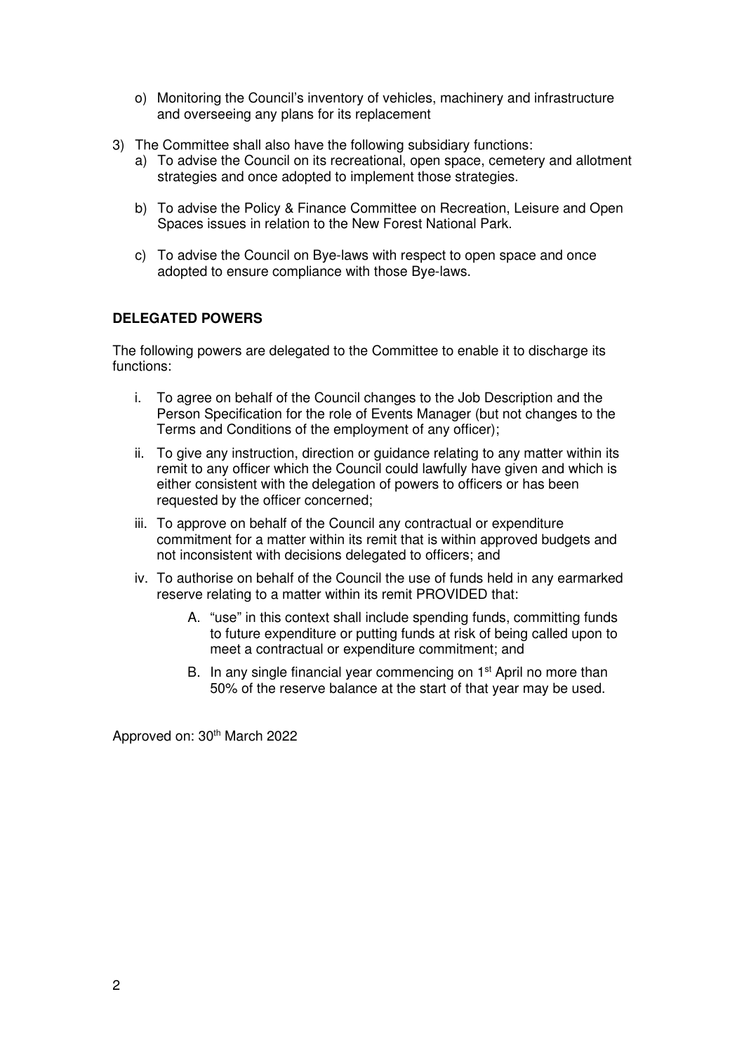o) Monitoring the Council's inventory of vehicles, machinery and infrastructure and overseeing any plans for its replacement

3) The Committee shall also have the following subsidiary functions:
   a) To advise the Council on its recreational, open space, cemetery and allotment strategies and once adopted to implement those strategies.

   b) To advise the Policy & Finance Committee on Recreation, Leisure and Open Spaces issues in relation to the New Forest National Park.

   c) To advise the Council on Bye-laws with respect to open space and once adopted to ensure compliance with those Bye-laws.

**DELEGATED POWERS**

The following powers are delegated to the Committee to enable it to discharge its functions:

i. To agree on behalf of the Council changes to the Job Description and the Person Specification for the role of Events Manager (but not changes to the Terms and Conditions of the employment of any officer);

ii. To give any instruction, direction or guidance relating to any matter within its remit to any officer which the Council could lawfully have given and which is either consistent with the delegation of powers to officers or has been requested by the officer concerned;

iii. To approve on behalf of the Council any contractual or expenditure commitment for a matter within its remit that is within approved budgets and not inconsistent with decisions delegated to officers; and

iv. To authorise on behalf of the Council the use of funds held in any earmarked reserve relating to a matter within its remit PROVIDED that:

   A. "use" in this context shall include spending funds, committing funds to future expenditure or putting funds at risk of being called upon to meet a contractual or expenditure commitment; and

   B. In any single financial year commencing on 1st April no more than 50% of the reserve balance at the start of that year may be used.

Approved on: 30th March 2022